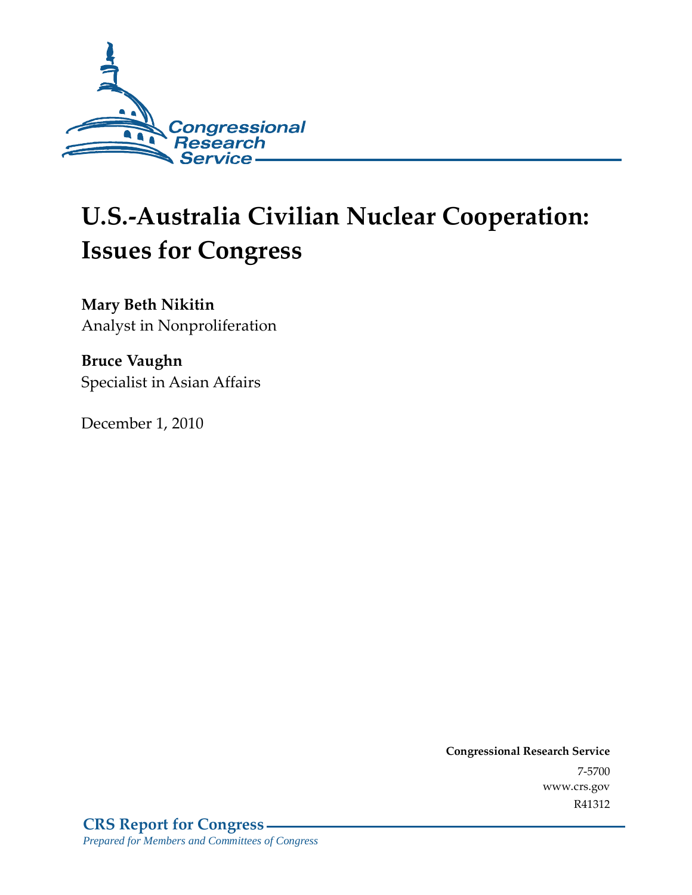Congressional Research Service

# U.S.-Australia Civilian Nuclear Cooperation: Issues for Congress

**Mary Beth Nikitin**
Analyst in Nonproliferation

**Bruce Vaughn**
Specialist in Asian Affairs

December 1, 2010

**Congressional Research Service**
7-5700
www.crs.gov
R41312

**CRS Report for Congress**
*Prepared for Members and Committees of Congress*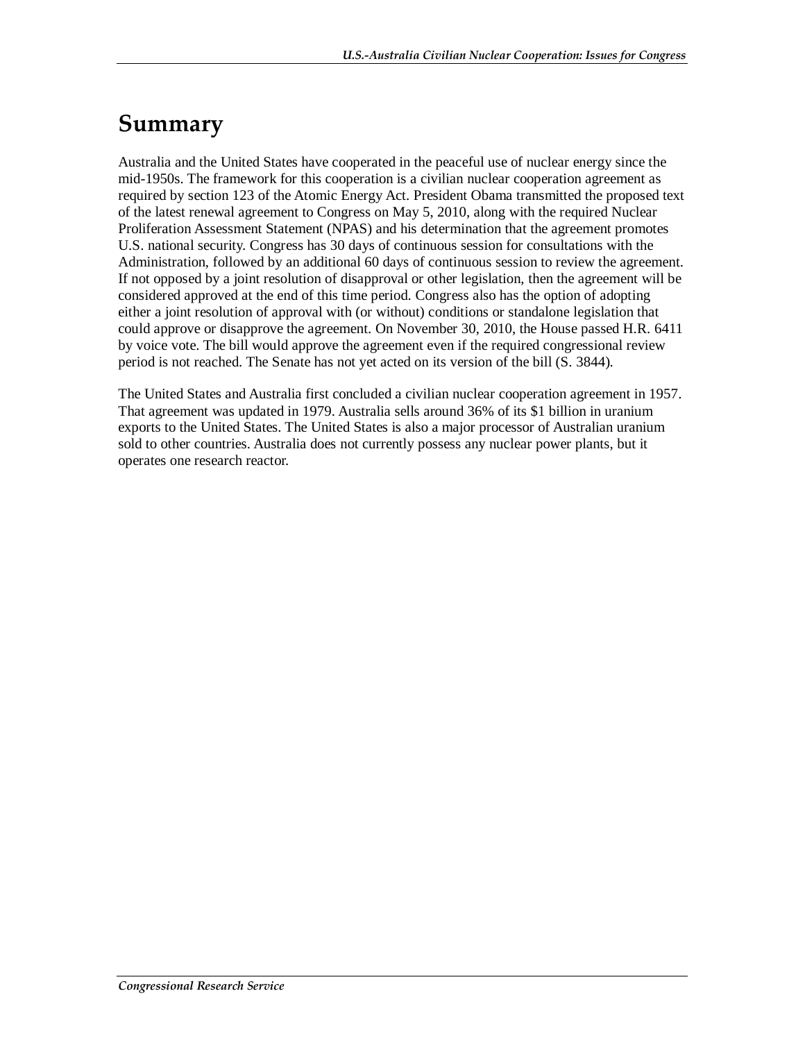# Summary

Australia and the United States have cooperated in the peaceful use of nuclear energy since the mid-1950s. The framework for this cooperation is a civilian nuclear cooperation agreement as required by section 123 of the Atomic Energy Act. President Obama transmitted the proposed text of the latest renewal agreement to Congress on May 5, 2010, along with the required Nuclear Proliferation Assessment Statement (NPAS) and his determination that the agreement promotes U.S. national security. Congress has 30 days of continuous session for consultations with the Administration, followed by an additional 60 days of continuous session to review the agreement. If not opposed by a joint resolution of disapproval or other legislation, then the agreement will be considered approved at the end of this time period. Congress also has the option of adopting either a joint resolution of approval with (or without) conditions or standalone legislation that could approve or disapprove the agreement. On November 30, 2010, the House passed H.R. 6411 by voice vote. The bill would approve the agreement even if the required congressional review period is not reached. The Senate has not yet acted on its version of the bill (S. 3844).

The United States and Australia first concluded a civilian nuclear cooperation agreement in 1957. That agreement was updated in 1979. Australia sells around 36% of its $1 billion in uranium exports to the United States. The United States is also a major processor of Australian uranium sold to other countries. Australia does not currently possess any nuclear power plants, but it operates one research reactor.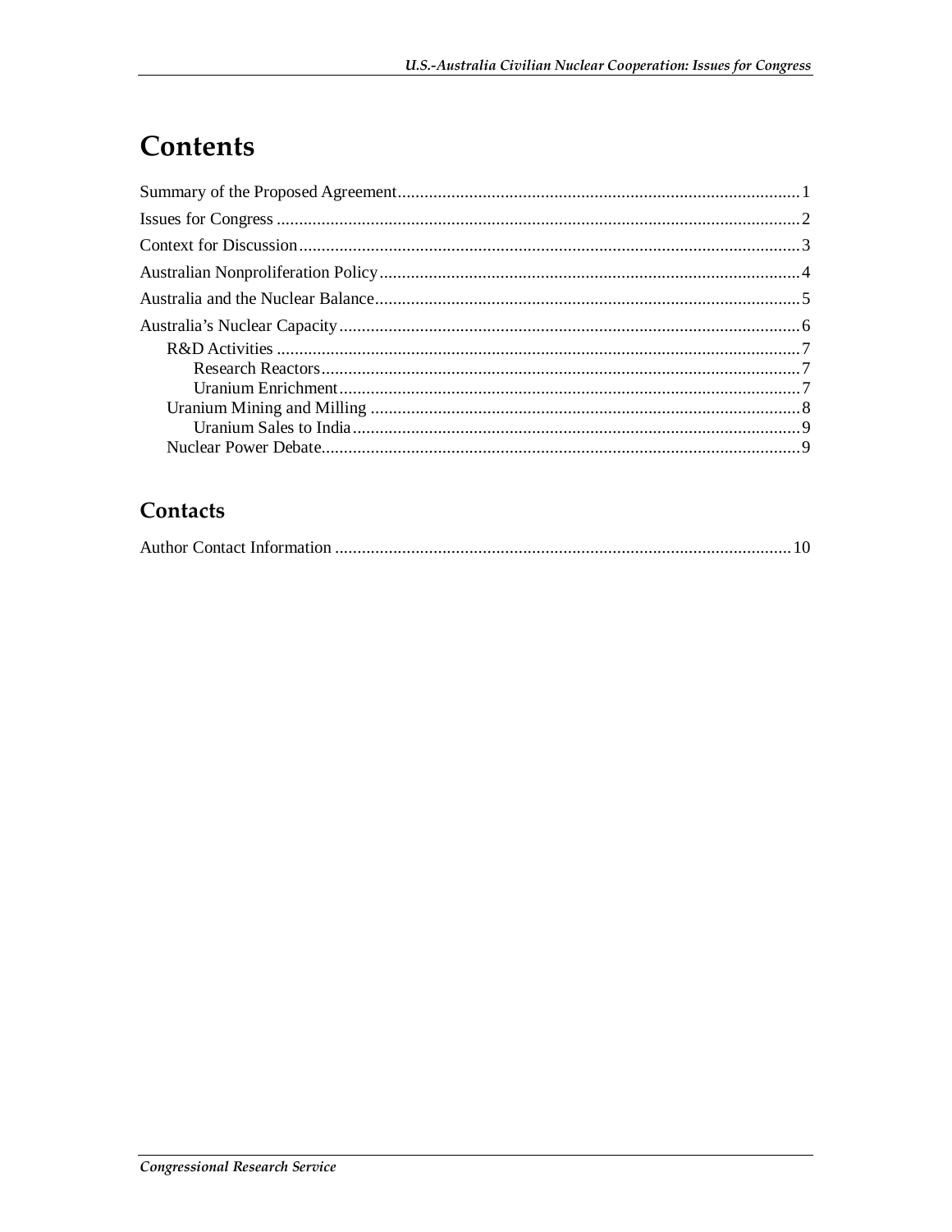# Contents

Summary of the Proposed Agreement ........................................................................................ 1

Issues for Congress ................................................................................................................... 2

Context for Discussion .............................................................................................................. 3

Australian Nonproliferation Policy ............................................................................................ 4

Australia and the Nuclear Balance ............................................................................................. 5

Australia's Nuclear Capacity ..................................................................................................... 6

- R&D Activities .................................................................................................................... 7
  - Research Reactors .......................................................................................................... 7
  - Uranium Enrichment ...................................................................................................... 7
- Uranium Mining and Milling ............................................................................................... 8
  - Uranium Sales to India ................................................................................................... 9
- Nuclear Power Debate .......................................................................................................... 9

## Contacts

Author Contact Information ..................................................................................................... 10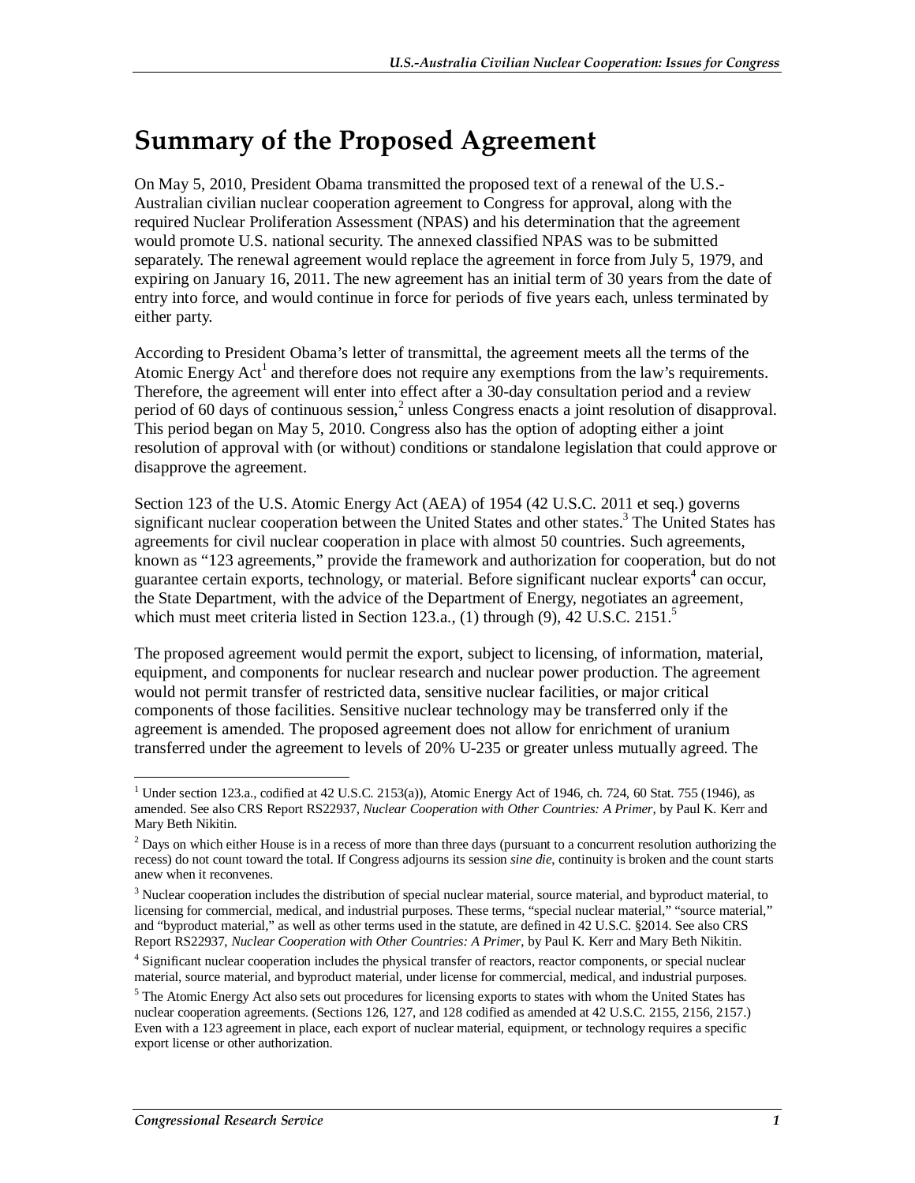# Summary of the Proposed Agreement

On May 5, 2010, President Obama transmitted the proposed text of a renewal of the U.S.-Australian civilian nuclear cooperation agreement to Congress for approval, along with the required Nuclear Proliferation Assessment (NPAS) and his determination that the agreement would promote U.S. national security. The annexed classified NPAS was to be submitted separately. The renewal agreement would replace the agreement in force from July 5, 1979, and expiring on January 16, 2011. The new agreement has an initial term of 30 years from the date of entry into force, and would continue in force for periods of five years each, unless terminated by either party.

According to President Obama's letter of transmittal, the agreement meets all the terms of the Atomic Energy Act[1] and therefore does not require any exemptions from the law's requirements. Therefore, the agreement will enter into effect after a 30-day consultation period and a review period of 60 days of continuous session,[2] unless Congress enacts a joint resolution of disapproval. This period began on May 5, 2010. Congress also has the option of adopting either a joint resolution of approval with (or without) conditions or standalone legislation that could approve or disapprove the agreement.

Section 123 of the U.S. Atomic Energy Act (AEA) of 1954 (42 U.S.C. 2011 et seq.) governs significant nuclear cooperation between the United States and other states.[3] The United States has agreements for civil nuclear cooperation in place with almost 50 countries. Such agreements, known as "123 agreements," provide the framework and authorization for cooperation, but do not guarantee certain exports, technology, or material. Before significant nuclear exports[4] can occur, the State Department, with the advice of the Department of Energy, negotiates an agreement, which must meet criteria listed in Section 123.a., (1) through (9), 42 U.S.C. 2151.[5]

The proposed agreement would permit the export, subject to licensing, of information, material, equipment, and components for nuclear research and nuclear power production. The agreement would not permit transfer of restricted data, sensitive nuclear facilities, or major critical components of those facilities. Sensitive nuclear technology may be transferred only if the agreement is amended. The proposed agreement does not allow for enrichment of uranium transferred under the agreement to levels of 20% U-235 or greater unless mutually agreed. The

---

[1] Under section 123.a., codified at 42 U.S.C. 2153(a)), Atomic Energy Act of 1946, ch. 724, 60 Stat. 755 (1946), as amended. See also CRS Report RS22937, *Nuclear Cooperation with Other Countries: A Primer*, by Paul K. Kerr and Mary Beth Nikitin.

[2] Days on which either House is in a recess of more than three days (pursuant to a concurrent resolution authorizing the recess) do not count toward the total. If Congress adjourns its session *sine die*, continuity is broken and the count starts anew when it reconvenes.

[3] Nuclear cooperation includes the distribution of special nuclear material, source material, and byproduct material, to licensing for commercial, medical, and industrial purposes. These terms, "special nuclear material," "source material," and "byproduct material," as well as other terms used in the statute, are defined in 42 U.S.C. §2014. See also CRS Report RS22937, *Nuclear Cooperation with Other Countries: A Primer*, by Paul K. Kerr and Mary Beth Nikitin.

[4] Significant nuclear cooperation includes the physical transfer of reactors, reactor components, or special nuclear material, source material, and byproduct material, under license for commercial, medical, and industrial purposes.

[5] The Atomic Energy Act also sets out procedures for licensing exports to states with whom the United States has nuclear cooperation agreements. (Sections 126, 127, and 128 codified as amended at 42 U.S.C. 2155, 2156, 2157.) Even with a 123 agreement in place, each export of nuclear material, equipment, or technology requires a specific export license or other authorization.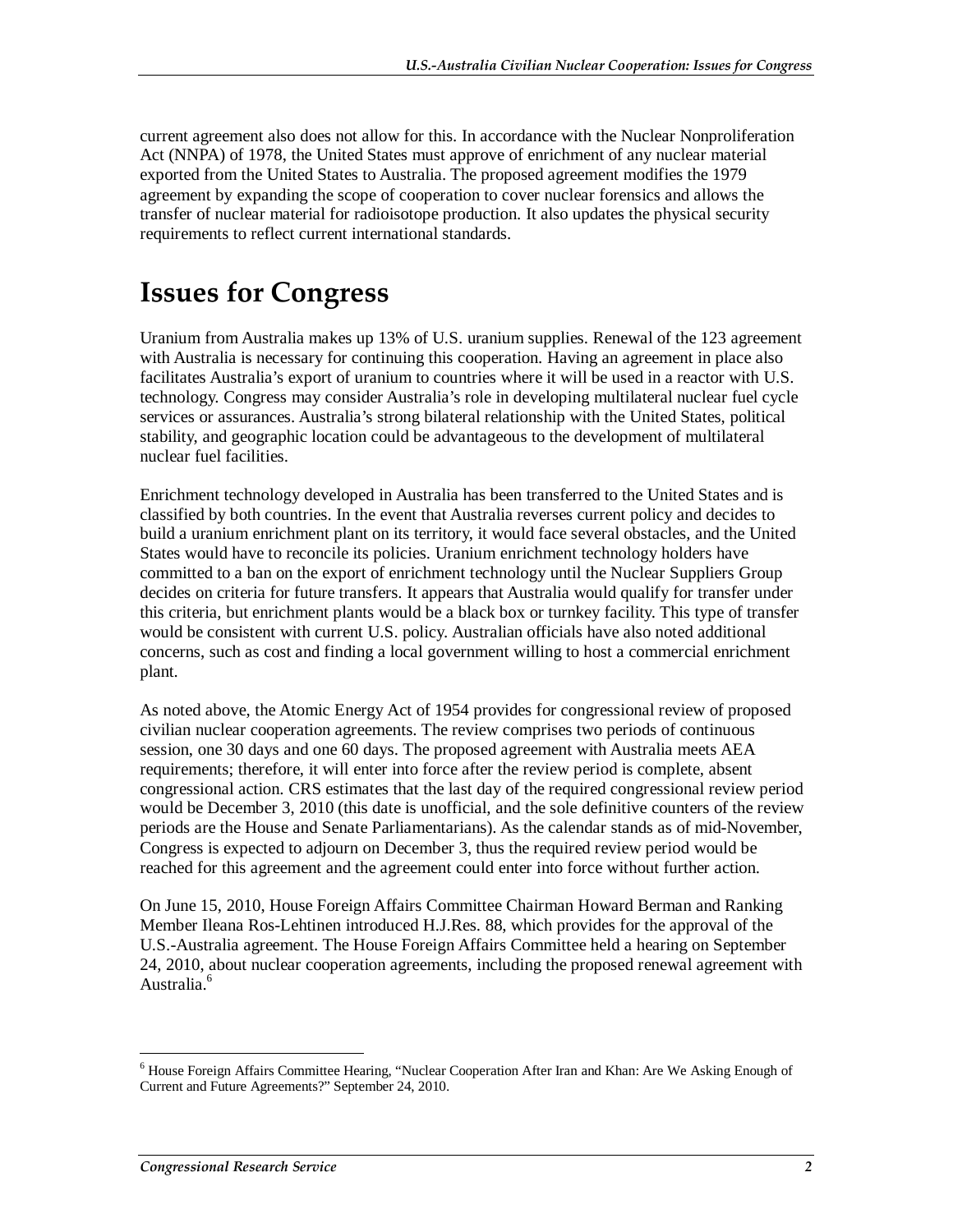current agreement also does not allow for this. In accordance with the Nuclear Nonproliferation Act (NNPA) of 1978, the United States must approve of enrichment of any nuclear material exported from the United States to Australia. The proposed agreement modifies the 1979 agreement by expanding the scope of cooperation to cover nuclear forensics and allows the transfer of nuclear material for radioisotope production. It also updates the physical security requirements to reflect current international standards.

# Issues for Congress

Uranium from Australia makes up 13% of U.S. uranium supplies. Renewal of the 123 agreement with Australia is necessary for continuing this cooperation. Having an agreement in place also facilitates Australia's export of uranium to countries where it will be used in a reactor with U.S. technology. Congress may consider Australia's role in developing multilateral nuclear fuel cycle services or assurances. Australia's strong bilateral relationship with the United States, political stability, and geographic location could be advantageous to the development of multilateral nuclear fuel facilities.

Enrichment technology developed in Australia has been transferred to the United States and is classified by both countries. In the event that Australia reverses current policy and decides to build a uranium enrichment plant on its territory, it would face several obstacles, and the United States would have to reconcile its policies. Uranium enrichment technology holders have committed to a ban on the export of enrichment technology until the Nuclear Suppliers Group decides on criteria for future transfers. It appears that Australia would qualify for transfer under this criteria, but enrichment plants would be a black box or turnkey facility. This type of transfer would be consistent with current U.S. policy. Australian officials have also noted additional concerns, such as cost and finding a local government willing to host a commercial enrichment plant.

As noted above, the Atomic Energy Act of 1954 provides for congressional review of proposed civilian nuclear cooperation agreements. The review comprises two periods of continuous session, one 30 days and one 60 days. The proposed agreement with Australia meets AEA requirements; therefore, it will enter into force after the review period is complete, absent congressional action. CRS estimates that the last day of the required congressional review period would be December 3, 2010 (this date is unofficial, and the sole definitive counters of the review periods are the House and Senate Parliamentarians). As the calendar stands as of mid-November, Congress is expected to adjourn on December 3, thus the required review period would be reached for this agreement and the agreement could enter into force without further action.

On June 15, 2010, House Foreign Affairs Committee Chairman Howard Berman and Ranking Member Ileana Ros-Lehtinen introduced H.J.Res. 88, which provides for the approval of the U.S.-Australia agreement. The House Foreign Affairs Committee held a hearing on September 24, 2010, about nuclear cooperation agreements, including the proposed renewal agreement with Australia.[6]

[6] House Foreign Affairs Committee Hearing, "Nuclear Cooperation After Iran and Khan: Are We Asking Enough of Current and Future Agreements?" September 24, 2010.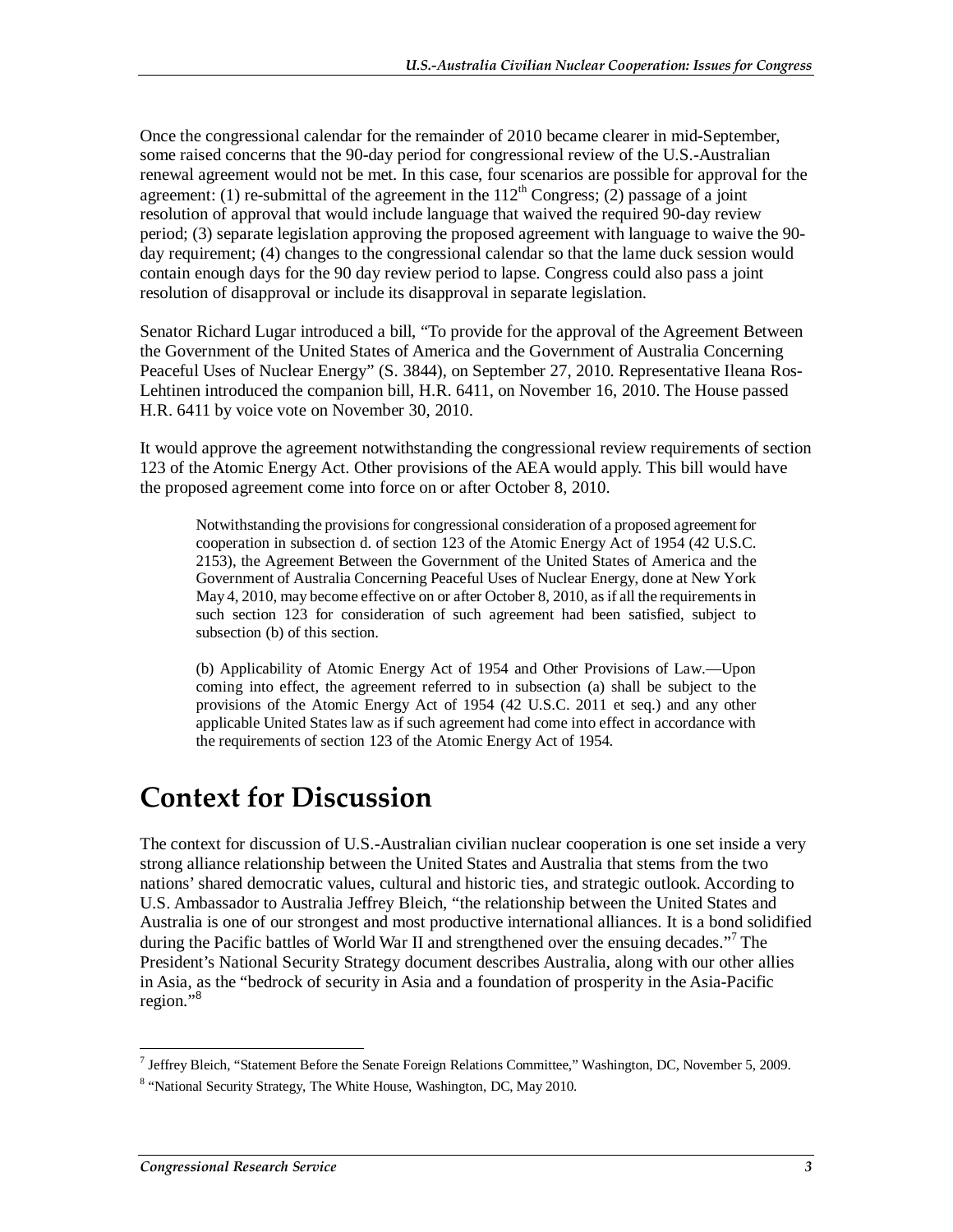Once the congressional calendar for the remainder of 2010 became clearer in mid-September, some raised concerns that the 90-day period for congressional review of the U.S.-Australian renewal agreement would not be met. In this case, four scenarios are possible for approval for the agreement: (1) re-submittal of the agreement in the 112th Congress; (2) passage of a joint resolution of approval that would include language that waived the required 90-day review period; (3) separate legislation approving the proposed agreement with language to waive the 90-day requirement; (4) changes to the congressional calendar so that the lame duck session would contain enough days for the 90 day review period to lapse. Congress could also pass a joint resolution of disapproval or include its disapproval in separate legislation.

Senator Richard Lugar introduced a bill, "To provide for the approval of the Agreement Between the Government of the United States of America and the Government of Australia Concerning Peaceful Uses of Nuclear Energy" (S. 3844), on September 27, 2010. Representative Ileana Ros-Lehtinen introduced the companion bill, H.R. 6411, on November 16, 2010. The House passed H.R. 6411 by voice vote on November 30, 2010.

It would approve the agreement notwithstanding the congressional review requirements of section 123 of the Atomic Energy Act. Other provisions of the AEA would apply. This bill would have the proposed agreement come into force on or after October 8, 2010.

> Notwithstanding the provisions for congressional consideration of a proposed agreement for cooperation in subsection d. of section 123 of the Atomic Energy Act of 1954 (42 U.S.C. 2153), the Agreement Between the Government of the United States of America and the Government of Australia Concerning Peaceful Uses of Nuclear Energy, done at New York May 4, 2010, may become effective on or after October 8, 2010, as if all the requirements in such section 123 for consideration of such agreement had been satisfied, subject to subsection (b) of this section.
>
> (b) Applicability of Atomic Energy Act of 1954 and Other Provisions of Law.—Upon coming into effect, the agreement referred to in subsection (a) shall be subject to the provisions of the Atomic Energy Act of 1954 (42 U.S.C. 2011 et seq.) and any other applicable United States law as if such agreement had come into effect in accordance with the requirements of section 123 of the Atomic Energy Act of 1954.

# Context for Discussion

The context for discussion of U.S.-Australian civilian nuclear cooperation is one set inside a very strong alliance relationship between the United States and Australia that stems from the two nations' shared democratic values, cultural and historic ties, and strategic outlook. According to U.S. Ambassador to Australia Jeffrey Bleich, "the relationship between the United States and Australia is one of our strongest and most productive international alliances. It is a bond solidified during the Pacific battles of World War II and strengthened over the ensuing decades."[7] The President's National Security Strategy document describes Australia, along with our other allies in Asia, as the "bedrock of security in Asia and a foundation of prosperity in the Asia-Pacific region."[8]

---

[7] Jeffrey Bleich, "Statement Before the Senate Foreign Relations Committee," Washington, DC, November 5, 2009.

[8] "National Security Strategy, The White House, Washington, DC, May 2010.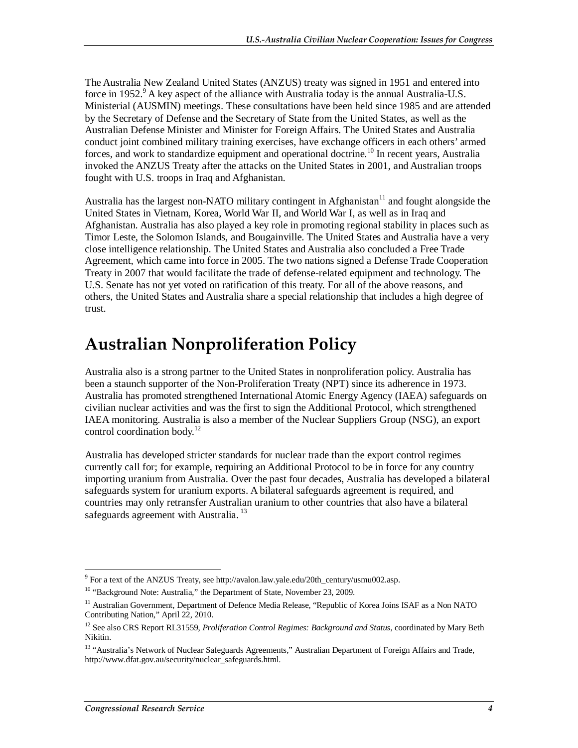The Australia New Zealand United States (ANZUS) treaty was signed in 1951 and entered into force in 1952.[9] A key aspect of the alliance with Australia today is the annual Australia-U.S. Ministerial (AUSMIN) meetings. These consultations have been held since 1985 and are attended by the Secretary of Defense and the Secretary of State from the United States, as well as the Australian Defense Minister and Minister for Foreign Affairs. The United States and Australia conduct joint combined military training exercises, have exchange officers in each others' armed forces, and work to standardize equipment and operational doctrine.[10] In recent years, Australia invoked the ANZUS Treaty after the attacks on the United States in 2001, and Australian troops fought with U.S. troops in Iraq and Afghanistan.

Australia has the largest non-NATO military contingent in Afghanistan[11] and fought alongside the United States in Vietnam, Korea, World War II, and World War I, as well as in Iraq and Afghanistan. Australia has also played a key role in promoting regional stability in places such as Timor Leste, the Solomon Islands, and Bougainville. The United States and Australia have a very close intelligence relationship. The United States and Australia also concluded a Free Trade Agreement, which came into force in 2005. The two nations signed a Defense Trade Cooperation Treaty in 2007 that would facilitate the trade of defense-related equipment and technology. The U.S. Senate has not yet voted on ratification of this treaty. For all of the above reasons, and others, the United States and Australia share a special relationship that includes a high degree of trust.

# Australian Nonproliferation Policy

Australia also is a strong partner to the United States in nonproliferation policy. Australia has been a staunch supporter of the Non-Proliferation Treaty (NPT) since its adherence in 1973. Australia has promoted strengthened International Atomic Energy Agency (IAEA) safeguards on civilian nuclear activities and was the first to sign the Additional Protocol, which strengthened IAEA monitoring. Australia is also a member of the Nuclear Suppliers Group (NSG), an export control coordination body.[12]

Australia has developed stricter standards for nuclear trade than the export control regimes currently call for; for example, requiring an Additional Protocol to be in force for any country importing uranium from Australia. Over the past four decades, Australia has developed a bilateral safeguards system for uranium exports. A bilateral safeguards agreement is required, and countries may only retransfer Australian uranium to other countries that also have a bilateral safeguards agreement with Australia.[13]

---

[9] For a text of the ANZUS Treaty, see http://avalon.law.yale.edu/20th_century/usmu002.asp.

[10] "Background Note: Australia," the Department of State, November 23, 2009.

[11] Australian Government, Department of Defence Media Release, "Republic of Korea Joins ISAF as a Non NATO Contributing Nation," April 22, 2010.

[12] See also CRS Report RL31559, *Proliferation Control Regimes: Background and Status*, coordinated by Mary Beth Nikitin.

[13] "Australia's Network of Nuclear Safeguards Agreements," Australian Department of Foreign Affairs and Trade, http://www.dfat.gov.au/security/nuclear_safeguards.html.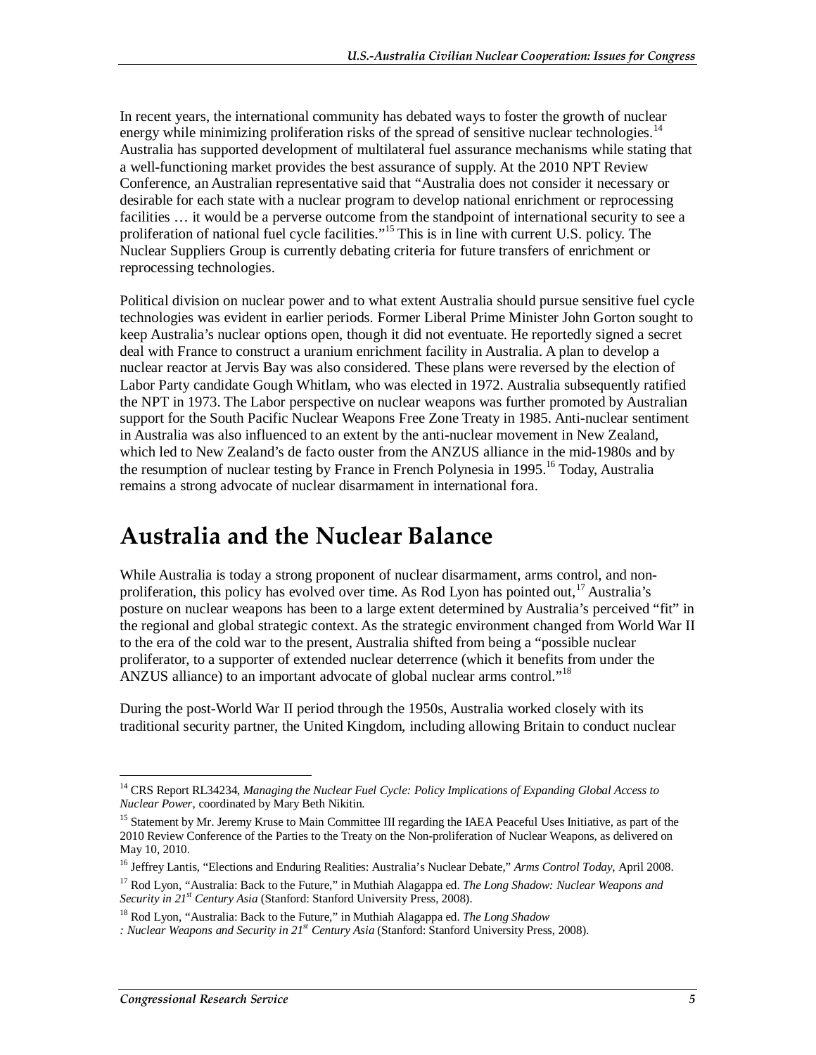In recent years, the international community has debated ways to foster the growth of nuclear energy while minimizing proliferation risks of the spread of sensitive nuclear technologies.[14] Australia has supported development of multilateral fuel assurance mechanisms while stating that a well-functioning market provides the best assurance of supply. At the 2010 NPT Review Conference, an Australian representative said that "Australia does not consider it necessary or desirable for each state with a nuclear program to develop national enrichment or reprocessing facilities … it would be a perverse outcome from the standpoint of international security to see a proliferation of national fuel cycle facilities."[15] This is in line with current U.S. policy. The Nuclear Suppliers Group is currently debating criteria for future transfers of enrichment or reprocessing technologies.

Political division on nuclear power and to what extent Australia should pursue sensitive fuel cycle technologies was evident in earlier periods. Former Liberal Prime Minister John Gorton sought to keep Australia's nuclear options open, though it did not eventuate. He reportedly signed a secret deal with France to construct a uranium enrichment facility in Australia. A plan to develop a nuclear reactor at Jervis Bay was also considered. These plans were reversed by the election of Labor Party candidate Gough Whitlam, who was elected in 1972. Australia subsequently ratified the NPT in 1973. The Labor perspective on nuclear weapons was further promoted by Australian support for the South Pacific Nuclear Weapons Free Zone Treaty in 1985. Anti-nuclear sentiment in Australia was also influenced to an extent by the anti-nuclear movement in New Zealand, which led to New Zealand's de facto ouster from the ANZUS alliance in the mid-1980s and by the resumption of nuclear testing by France in French Polynesia in 1995.[16] Today, Australia remains a strong advocate of nuclear disarmament in international fora.

# Australia and the Nuclear Balance

While Australia is today a strong proponent of nuclear disarmament, arms control, and non-proliferation, this policy has evolved over time. As Rod Lyon has pointed out,[17] Australia's posture on nuclear weapons has been to a large extent determined by Australia's perceived "fit" in the regional and global strategic context. As the strategic environment changed from World War II to the era of the cold war to the present, Australia shifted from being a "possible nuclear proliferator, to a supporter of extended nuclear deterrence (which it benefits from under the ANZUS alliance) to an important advocate of global nuclear arms control."[18]

During the post-World War II period through the 1950s, Australia worked closely with its traditional security partner, the United Kingdom, including allowing Britain to conduct nuclear

---

[14] CRS Report RL34234, *Managing the Nuclear Fuel Cycle: Policy Implications of Expanding Global Access to Nuclear Power*, coordinated by Mary Beth Nikitin.

[15] Statement by Mr. Jeremy Kruse to Main Committee III regarding the IAEA Peaceful Uses Initiative, as part of the 2010 Review Conference of the Parties to the Treaty on the Non-proliferation of Nuclear Weapons, as delivered on May 10, 2010.

[16] Jeffrey Lantis, "Elections and Enduring Realities: Australia's Nuclear Debate," *Arms Control Today*, April 2008.

[17] Rod Lyon, "Australia: Back to the Future," in Muthiah Alagappa ed. *The Long Shadow: Nuclear Weapons and Security in 21st Century Asia* (Stanford: Stanford University Press, 2008).

[18] Rod Lyon, "Australia: Back to the Future," in Muthiah Alagappa ed. *The Long Shadow : Nuclear Weapons and Security in 21st Century Asia* (Stanford: Stanford University Press, 2008).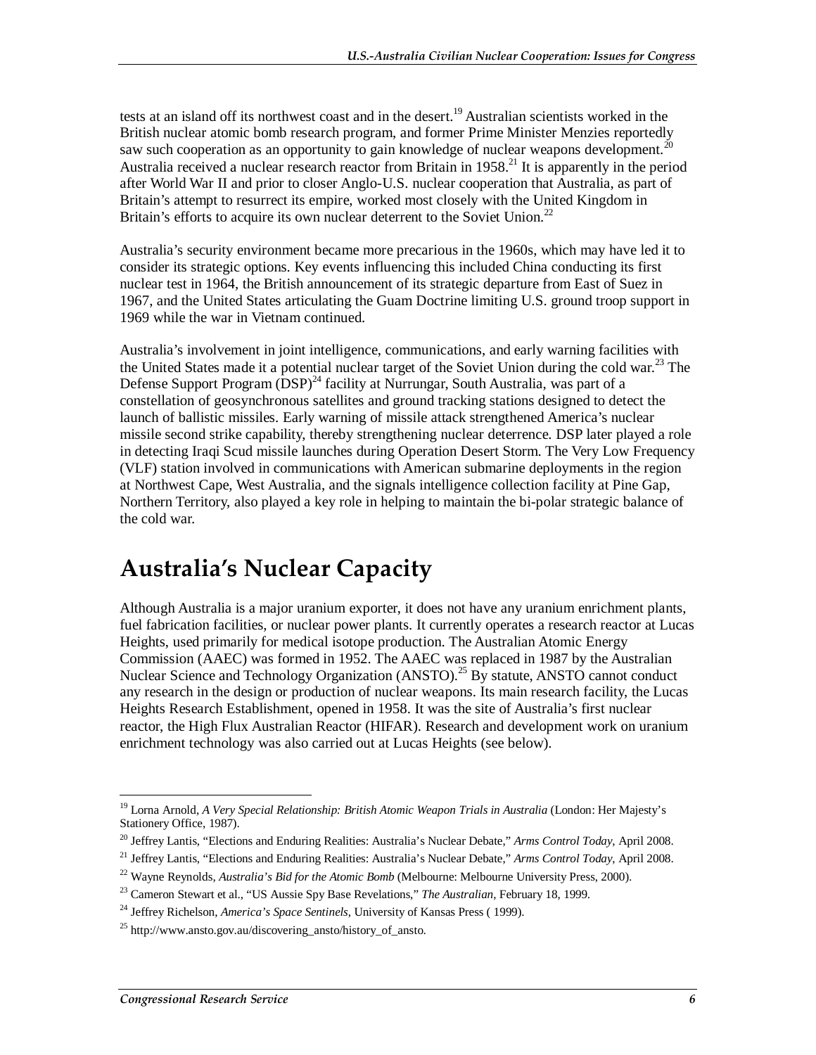tests at an island off its northwest coast and in the desert.[19] Australian scientists worked in the British nuclear atomic bomb research program, and former Prime Minister Menzies reportedly saw such cooperation as an opportunity to gain knowledge of nuclear weapons development.[20] Australia received a nuclear research reactor from Britain in 1958.[21] It is apparently in the period after World War II and prior to closer Anglo-U.S. nuclear cooperation that Australia, as part of Britain's attempt to resurrect its empire, worked most closely with the United Kingdom in Britain's efforts to acquire its own nuclear deterrent to the Soviet Union.[22]

Australia's security environment became more precarious in the 1960s, which may have led it to consider its strategic options. Key events influencing this included China conducting its first nuclear test in 1964, the British announcement of its strategic departure from East of Suez in 1967, and the United States articulating the Guam Doctrine limiting U.S. ground troop support in 1969 while the war in Vietnam continued.

Australia's involvement in joint intelligence, communications, and early warning facilities with the United States made it a potential nuclear target of the Soviet Union during the cold war.[23] The Defense Support Program (DSP)[24] facility at Nurrungar, South Australia, was part of a constellation of geosynchronous satellites and ground tracking stations designed to detect the launch of ballistic missiles. Early warning of missile attack strengthened America's nuclear missile second strike capability, thereby strengthening nuclear deterrence. DSP later played a role in detecting Iraqi Scud missile launches during Operation Desert Storm. The Very Low Frequency (VLF) station involved in communications with American submarine deployments in the region at Northwest Cape, West Australia, and the signals intelligence collection facility at Pine Gap, Northern Territory, also played a key role in helping to maintain the bi-polar strategic balance of the cold war.

# Australia's Nuclear Capacity

Although Australia is a major uranium exporter, it does not have any uranium enrichment plants, fuel fabrication facilities, or nuclear power plants. It currently operates a research reactor at Lucas Heights, used primarily for medical isotope production. The Australian Atomic Energy Commission (AAEC) was formed in 1952. The AAEC was replaced in 1987 by the Australian Nuclear Science and Technology Organization (ANSTO).[25] By statute, ANSTO cannot conduct any research in the design or production of nuclear weapons. Its main research facility, the Lucas Heights Research Establishment, opened in 1958. It was the site of Australia's first nuclear reactor, the High Flux Australian Reactor (HIFAR). Research and development work on uranium enrichment technology was also carried out at Lucas Heights (see below).

---

[19] Lorna Arnold, *A Very Special Relationship: British Atomic Weapon Trials in Australia* (London: Her Majesty's Stationery Office, 1987).

[20] Jeffrey Lantis, "Elections and Enduring Realities: Australia's Nuclear Debate," *Arms Control Today*, April 2008.

[21] Jeffrey Lantis, "Elections and Enduring Realities: Australia's Nuclear Debate," *Arms Control Today*, April 2008.

[22] Wayne Reynolds, *Australia's Bid for the Atomic Bomb* (Melbourne: Melbourne University Press, 2000).

[23] Cameron Stewart et al., "US Aussie Spy Base Revelations," *The Australian*, February 18, 1999.

[24] Jeffrey Richelson, *America's Space Sentinels*, University of Kansas Press ( 1999).

[25] http://www.ansto.gov.au/discovering_ansto/history_of_ansto.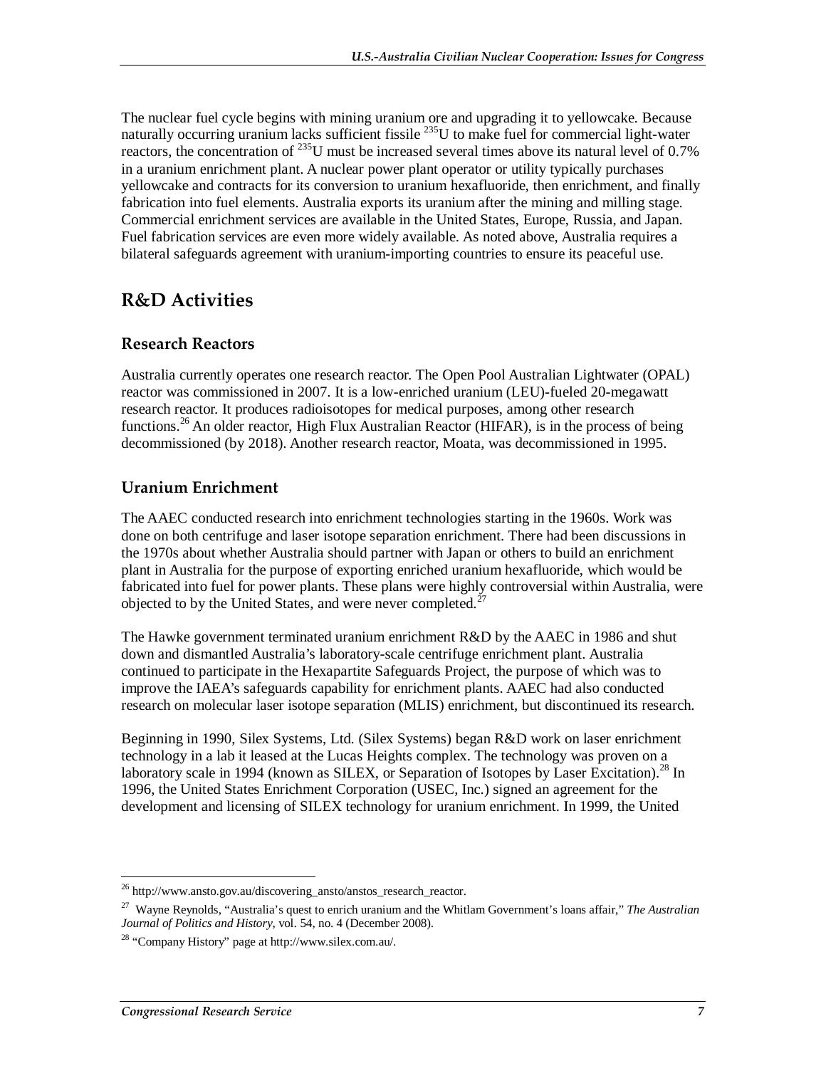The nuclear fuel cycle begins with mining uranium ore and upgrading it to yellowcake. Because naturally occurring uranium lacks sufficient fissile $^{235}$U to make fuel for commercial light-water reactors, the concentration of $^{235}$U must be increased several times above its natural level of 0.7% in a uranium enrichment plant. A nuclear power plant operator or utility typically purchases yellowcake and contracts for its conversion to uranium hexafluoride, then enrichment, and finally fabrication into fuel elements. Australia exports its uranium after the mining and milling stage. Commercial enrichment services are available in the United States, Europe, Russia, and Japan. Fuel fabrication services are even more widely available. As noted above, Australia requires a bilateral safeguards agreement with uranium-importing countries to ensure its peaceful use.

## R&D Activities

### Research Reactors

Australia currently operates one research reactor. The Open Pool Australian Lightwater (OPAL) reactor was commissioned in 2007. It is a low-enriched uranium (LEU)-fueled 20-megawatt research reactor. It produces radioisotopes for medical purposes, among other research functions.[26] An older reactor, High Flux Australian Reactor (HIFAR), is in the process of being decommissioned (by 2018). Another research reactor, Moata, was decommissioned in 1995.

### Uranium Enrichment

The AAEC conducted research into enrichment technologies starting in the 1960s. Work was done on both centrifuge and laser isotope separation enrichment. There had been discussions in the 1970s about whether Australia should partner with Japan or others to build an enrichment plant in Australia for the purpose of exporting enriched uranium hexafluoride, which would be fabricated into fuel for power plants. These plans were highly controversial within Australia, were objected to by the United States, and were never completed.[27]

The Hawke government terminated uranium enrichment R&D by the AAEC in 1986 and shut down and dismantled Australia's laboratory-scale centrifuge enrichment plant. Australia continued to participate in the Hexapartite Safeguards Project, the purpose of which was to improve the IAEA's safeguards capability for enrichment plants. AAEC had also conducted research on molecular laser isotope separation (MLIS) enrichment, but discontinued its research.

Beginning in 1990, Silex Systems, Ltd. (Silex Systems) began R&D work on laser enrichment technology in a lab it leased at the Lucas Heights complex. The technology was proven on a laboratory scale in 1994 (known as SILEX, or Separation of Isotopes by Laser Excitation).[28] In 1996, the United States Enrichment Corporation (USEC, Inc.) signed an agreement for the development and licensing of SILEX technology for uranium enrichment. In 1999, the United

---

[26] http://www.ansto.gov.au/discovering_ansto/anstos_research_reactor.

[27] Wayne Reynolds, "Australia's quest to enrich uranium and the Whitlam Government's loans affair," *The Australian Journal of Politics and History*, vol. 54, no. 4 (December 2008).

[28] "Company History" page at http://www.silex.com.au/.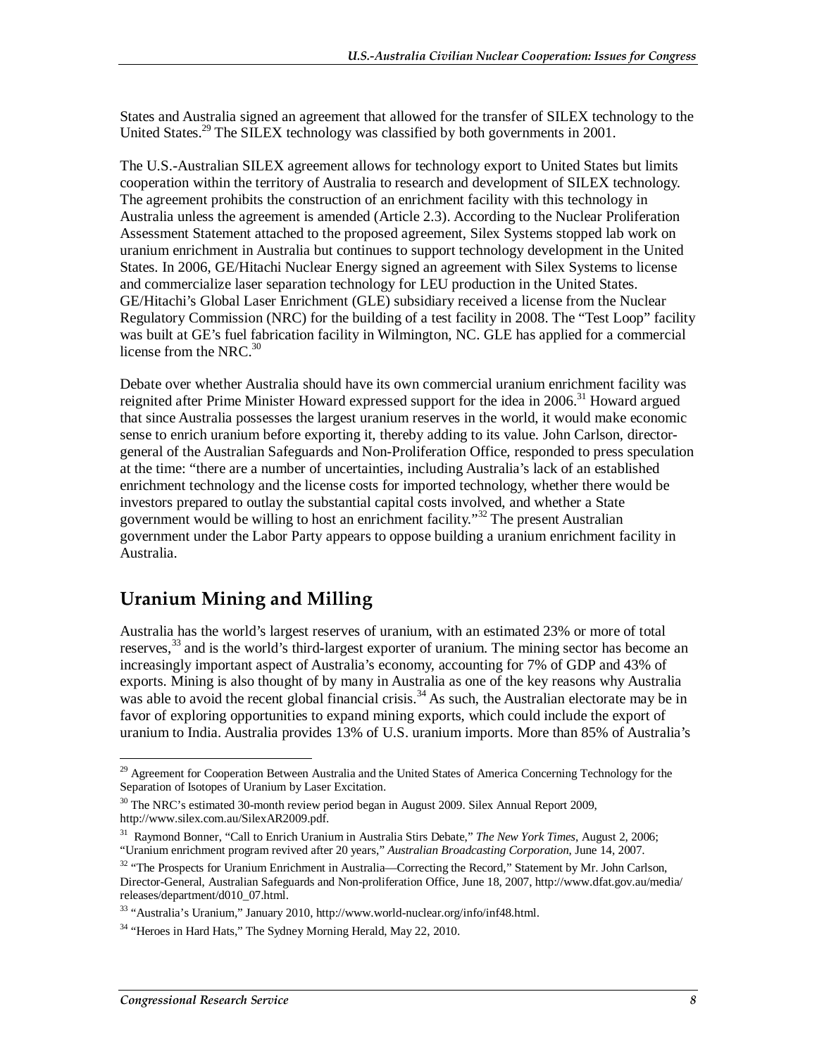States and Australia signed an agreement that allowed for the transfer of SILEX technology to the United States.[29] The SILEX technology was classified by both governments in 2001.

The U.S.-Australian SILEX agreement allows for technology export to United States but limits cooperation within the territory of Australia to research and development of SILEX technology. The agreement prohibits the construction of an enrichment facility with this technology in Australia unless the agreement is amended (Article 2.3). According to the Nuclear Proliferation Assessment Statement attached to the proposed agreement, Silex Systems stopped lab work on uranium enrichment in Australia but continues to support technology development in the United States. In 2006, GE/Hitachi Nuclear Energy signed an agreement with Silex Systems to license and commercialize laser separation technology for LEU production in the United States. GE/Hitachi's Global Laser Enrichment (GLE) subsidiary received a license from the Nuclear Regulatory Commission (NRC) for the building of a test facility in 2008. The "Test Loop" facility was built at GE's fuel fabrication facility in Wilmington, NC. GLE has applied for a commercial license from the NRC.[30]

Debate over whether Australia should have its own commercial uranium enrichment facility was reignited after Prime Minister Howard expressed support for the idea in 2006.[31] Howard argued that since Australia possesses the largest uranium reserves in the world, it would make economic sense to enrich uranium before exporting it, thereby adding to its value. John Carlson, director-general of the Australian Safeguards and Non-Proliferation Office, responded to press speculation at the time: "there are a number of uncertainties, including Australia's lack of an established enrichment technology and the license costs for imported technology, whether there would be investors prepared to outlay the substantial capital costs involved, and whether a State government would be willing to host an enrichment facility."[32] The present Australian government under the Labor Party appears to oppose building a uranium enrichment facility in Australia.

## Uranium Mining and Milling

Australia has the world's largest reserves of uranium, with an estimated 23% or more of total reserves,[33] and is the world's third-largest exporter of uranium. The mining sector has become an increasingly important aspect of Australia's economy, accounting for 7% of GDP and 43% of exports. Mining is also thought of by many in Australia as one of the key reasons why Australia was able to avoid the recent global financial crisis.[34] As such, the Australian electorate may be in favor of exploring opportunities to expand mining exports, which could include the export of uranium to India. Australia provides 13% of U.S. uranium imports. More than 85% of Australia's

---

[29] Agreement for Cooperation Between Australia and the United States of America Concerning Technology for the Separation of Isotopes of Uranium by Laser Excitation.

[30] The NRC's estimated 30-month review period began in August 2009. Silex Annual Report 2009, http://www.silex.com.au/SilexAR2009.pdf.

[31] Raymond Bonner, "Call to Enrich Uranium in Australia Stirs Debate," *The New York Times*, August 2, 2006; "Uranium enrichment program revived after 20 years," *Australian Broadcasting Corporation*, June 14, 2007.

[32] "The Prospects for Uranium Enrichment in Australia—Correcting the Record," Statement by Mr. John Carlson, Director-General, Australian Safeguards and Non-proliferation Office, June 18, 2007, http://www.dfat.gov.au/media/releases/department/d010_07.html.

[33] "Australia's Uranium," January 2010, http://www.world-nuclear.org/info/inf48.html.

[34] "Heroes in Hard Hats," The Sydney Morning Herald, May 22, 2010.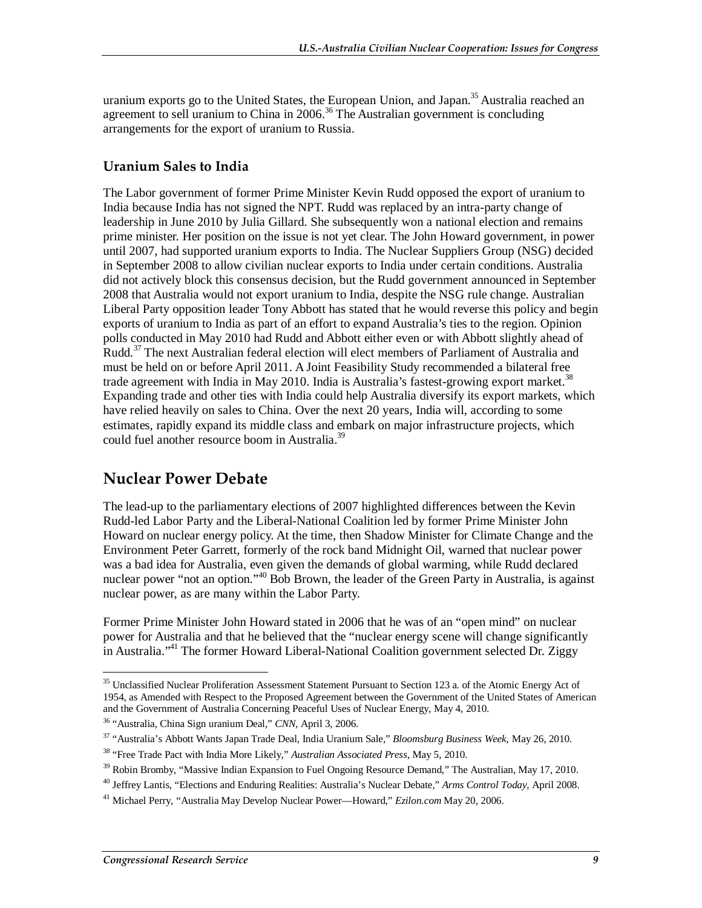uranium exports go to the United States, the European Union, and Japan.[35] Australia reached an agreement to sell uranium to China in 2006.[36] The Australian government is concluding arrangements for the export of uranium to Russia.

### Uranium Sales to India

The Labor government of former Prime Minister Kevin Rudd opposed the export of uranium to India because India has not signed the NPT. Rudd was replaced by an intra-party change of leadership in June 2010 by Julia Gillard. She subsequently won a national election and remains prime minister. Her position on the issue is not yet clear. The John Howard government, in power until 2007, had supported uranium exports to India. The Nuclear Suppliers Group (NSG) decided in September 2008 to allow civilian nuclear exports to India under certain conditions. Australia did not actively block this consensus decision, but the Rudd government announced in September 2008 that Australia would not export uranium to India, despite the NSG rule change. Australian Liberal Party opposition leader Tony Abbott has stated that he would reverse this policy and begin exports of uranium to India as part of an effort to expand Australia's ties to the region. Opinion polls conducted in May 2010 had Rudd and Abbott either even or with Abbott slightly ahead of Rudd.[37] The next Australian federal election will elect members of Parliament of Australia and must be held on or before April 2011. A Joint Feasibility Study recommended a bilateral free trade agreement with India in May 2010. India is Australia's fastest-growing export market.[38] Expanding trade and other ties with India could help Australia diversify its export markets, which have relied heavily on sales to China. Over the next 20 years, India will, according to some estimates, rapidly expand its middle class and embark on major infrastructure projects, which could fuel another resource boom in Australia.[39]

## Nuclear Power Debate

The lead-up to the parliamentary elections of 2007 highlighted differences between the Kevin Rudd-led Labor Party and the Liberal-National Coalition led by former Prime Minister John Howard on nuclear energy policy. At the time, then Shadow Minister for Climate Change and the Environment Peter Garrett, formerly of the rock band Midnight Oil, warned that nuclear power was a bad idea for Australia, even given the demands of global warming, while Rudd declared nuclear power "not an option."[40] Bob Brown, the leader of the Green Party in Australia, is against nuclear power, as are many within the Labor Party.

Former Prime Minister John Howard stated in 2006 that he was of an "open mind" on nuclear power for Australia and that he believed that the "nuclear energy scene will change significantly in Australia."[41] The former Howard Liberal-National Coalition government selected Dr. Ziggy

---

[35] Unclassified Nuclear Proliferation Assessment Statement Pursuant to Section 123 a. of the Atomic Energy Act of 1954, as Amended with Respect to the Proposed Agreement between the Government of the United States of American and the Government of Australia Concerning Peaceful Uses of Nuclear Energy, May 4, 2010.

[36] "Australia, China Sign uranium Deal," *CNN*, April 3, 2006.

[37] "Australia's Abbott Wants Japan Trade Deal, India Uranium Sale," *Bloomsburg Business Week*, May 26, 2010.

[38] "Free Trade Pact with India More Likely," *Australian Associated Press*, May 5, 2010.

[39] Robin Bromby, "Massive Indian Expansion to Fuel Ongoing Resource Demand," The Australian, May 17, 2010.

[40] Jeffrey Lantis, "Elections and Enduring Realities: Australia's Nuclear Debate," *Arms Control Today*, April 2008.

[41] Michael Perry, "Australia May Develop Nuclear Power—Howard," *Ezilon.com* May 20, 2006.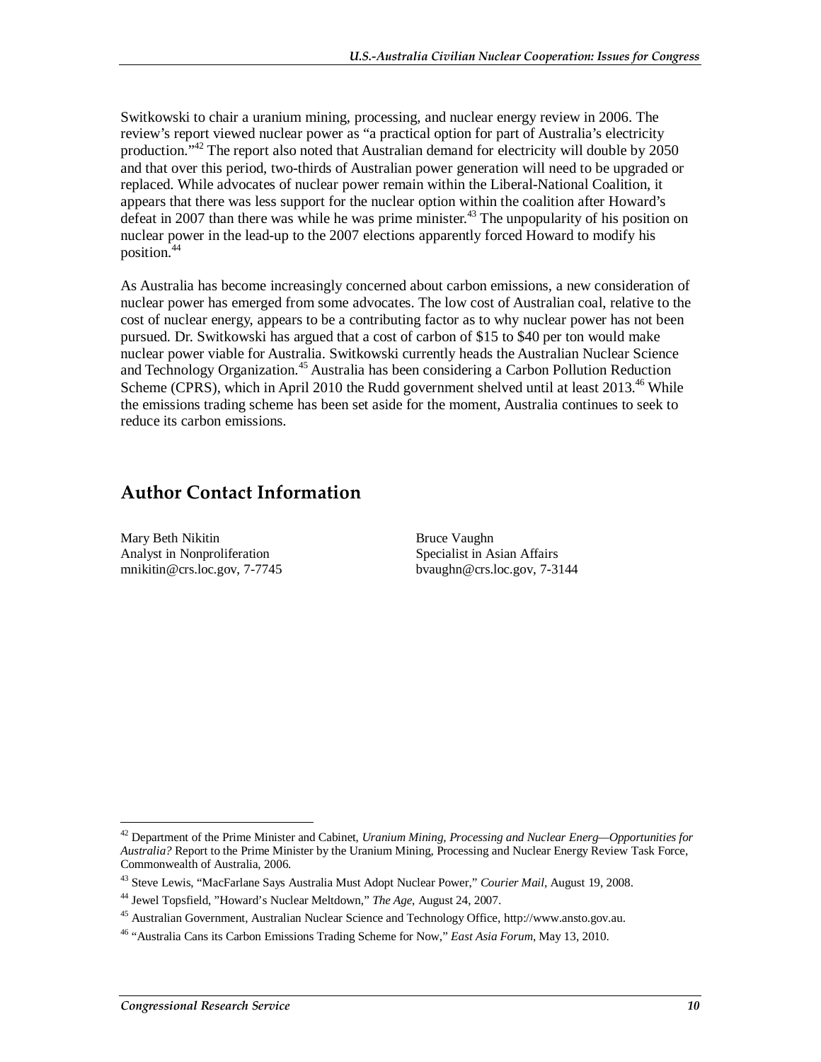Switkowski to chair a uranium mining, processing, and nuclear energy review in 2006. The review's report viewed nuclear power as "a practical option for part of Australia's electricity production."[42] The report also noted that Australian demand for electricity will double by 2050 and that over this period, two-thirds of Australian power generation will need to be upgraded or replaced. While advocates of nuclear power remain within the Liberal-National Coalition, it appears that there was less support for the nuclear option within the coalition after Howard's defeat in 2007 than there was while he was prime minister.[43] The unpopularity of his position on nuclear power in the lead-up to the 2007 elections apparently forced Howard to modify his position.[44]

As Australia has become increasingly concerned about carbon emissions, a new consideration of nuclear power has emerged from some advocates. The low cost of Australian coal, relative to the cost of nuclear energy, appears to be a contributing factor as to why nuclear power has not been pursued. Dr. Switkowski has argued that a cost of carbon of $15 to $40 per ton would make nuclear power viable for Australia. Switkowski currently heads the Australian Nuclear Science and Technology Organization.[45] Australia has been considering a Carbon Pollution Reduction Scheme (CPRS), which in April 2010 the Rudd government shelved until at least 2013.[46] While the emissions trading scheme has been set aside for the moment, Australia continues to seek to reduce its carbon emissions.

## Author Contact Information

Mary Beth Nikitin
Analyst in Nonproliferation
mnikitin@crs.loc.gov, 7-7745

Bruce Vaughn
Specialist in Asian Affairs
bvaughn@crs.loc.gov, 7-3144

---

[42] Department of the Prime Minister and Cabinet, *Uranium Mining, Processing and Nuclear Energ—Opportunities for Australia?* Report to the Prime Minister by the Uranium Mining, Processing and Nuclear Energy Review Task Force, Commonwealth of Australia, 2006.

[43] Steve Lewis, "MacFarlane Says Australia Must Adopt Nuclear Power," *Courier Mail*, August 19, 2008.

[44] Jewel Topsfield, "Howard's Nuclear Meltdown," *The Age*, August 24, 2007.

[45] Australian Government, Australian Nuclear Science and Technology Office, http://www.ansto.gov.au.

[46] "Australia Cans its Carbon Emissions Trading Scheme for Now," *East Asia Forum*, May 13, 2010.